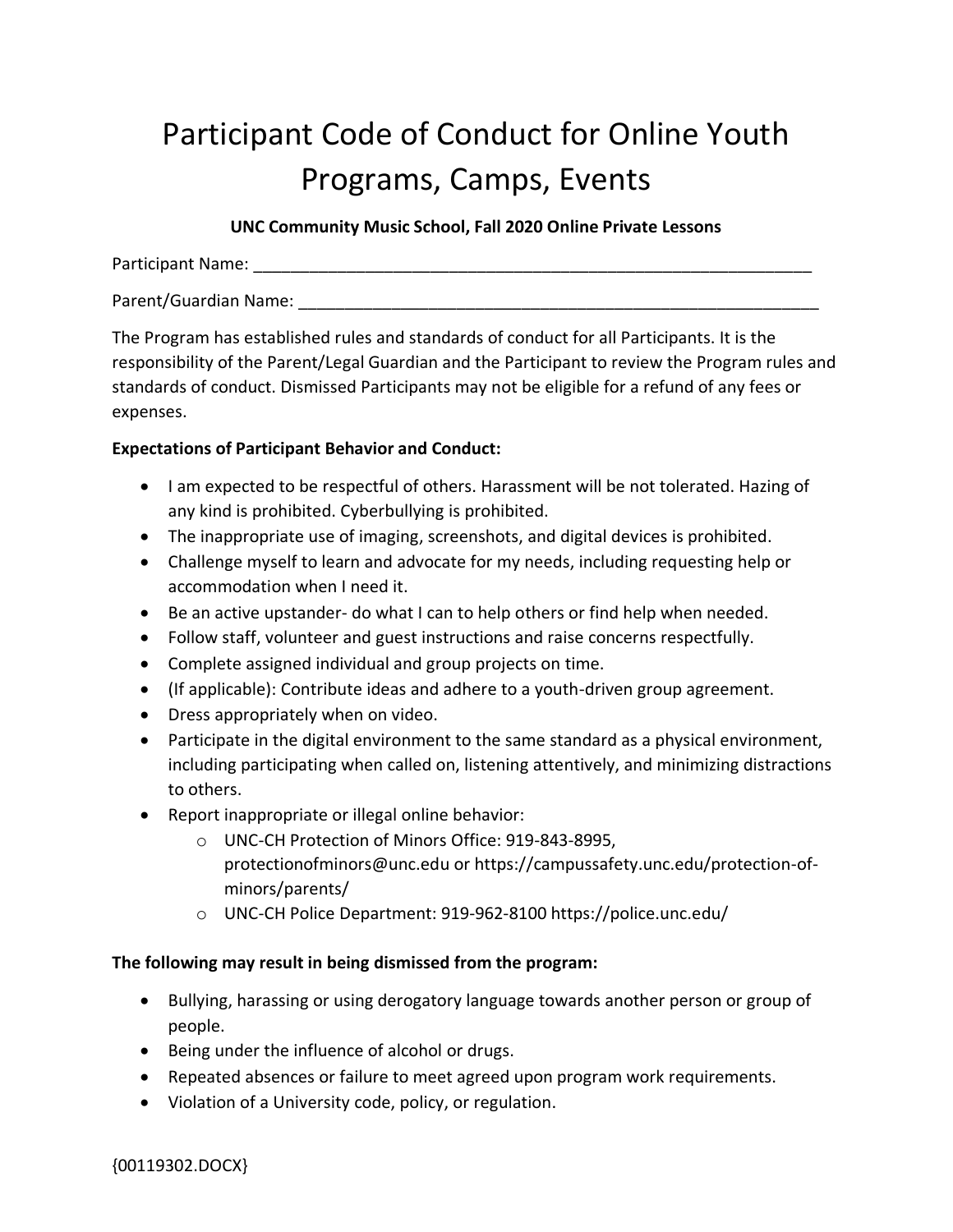# Participant Code of Conduct for Online Youth Programs, Camps, Events

**UNC Community Music School, Fall 2020 Online Private Lessons**

Participant Name: ___________________________________________________________

Parent/Guardian Name: ______________________________________________________

The Program has established rules and standards of conduct for all Participants. It is the responsibility of the Parent/Legal Guardian and the Participant to review the Program rules and standards of conduct. Dismissed Participants may not be eligible for a refund of any fees or expenses.

**Expectations of Participant Behavior and Conduct:**

- I am expected to be respectful of others. Harassment will be not tolerated. Hazing of any kind is prohibited. Cyberbullying is prohibited.
- The inappropriate use of imaging, screenshots, and digital devices is prohibited.
- Challenge myself to learn and advocate for my needs, including requesting help or accommodation when I need it.
- Be an active upstander- do what I can to help others or find help when needed.
- Follow staff, volunteer and guest instructions and raise concerns respectfully.
- Complete assigned individual and group projects on time.
- (If applicable): Contribute ideas and adhere to a youth-driven group agreement.
- Dress appropriately when on video.
- Participate in the digital environment to the same standard as a physical environment, including participating when called on, listening attentively, and minimizing distractions to others.
- Report inappropriate or illegal online behavior:
    - UNC-CH Protection of Minors Office: 919-843-8995, protectionofminors@unc.edu or https://campussafety.unc.edu/protection-of-minors/parents/
    - UNC-CH Police Department: 919-962-8100 https://police.unc.edu/

**The following may result in being dismissed from the program:**

- Bullying, harassing or using derogatory language towards another person or group of people.
- Being under the influence of alcohol or drugs.
- Repeated absences or failure to meet agreed upon program work requirements.
- Violation of a University code, policy, or regulation.

{00119302.DOCX}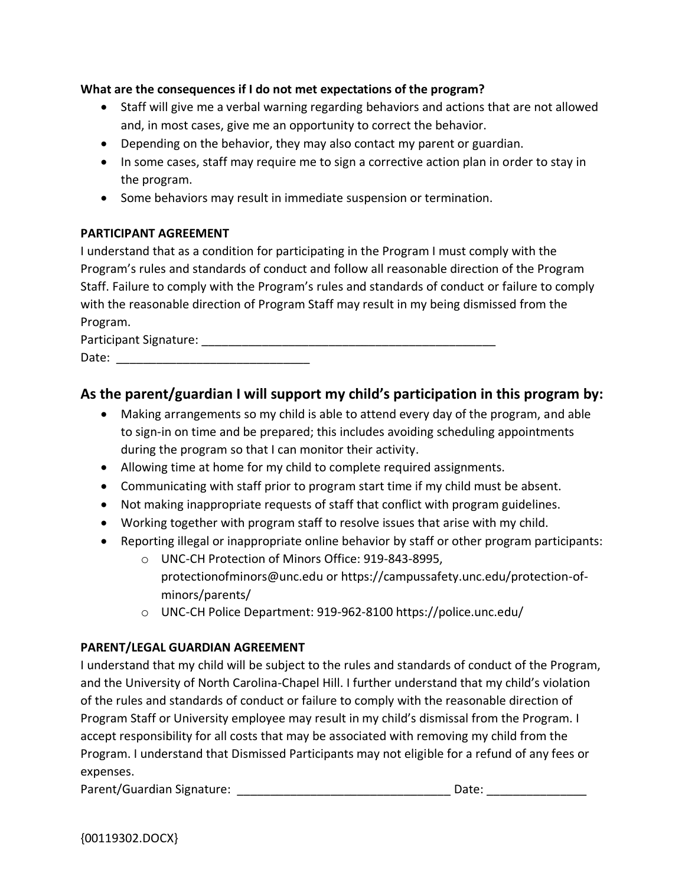**What are the consequences if I do not met expectations of the program?**

- Staff will give me a verbal warning regarding behaviors and actions that are not allowed and, in most cases, give me an opportunity to correct the behavior.
- Depending on the behavior, they may also contact my parent or guardian.
- In some cases, staff may require me to sign a corrective action plan in order to stay in the program.
- Some behaviors may result in immediate suspension or termination.

**PARTICIPANT AGREEMENT**

I understand that as a condition for participating in the Program I must comply with the Program's rules and standards of conduct and follow all reasonable direction of the Program Staff. Failure to comply with the Program's rules and standards of conduct or failure to comply with the reasonable direction of Program Staff may result in my being dismissed from the Program.

Participant Signature: ___________________________________________

Date: ____________________________

## As the parent/guardian I will support my child's participation in this program by:

- Making arrangements so my child is able to attend every day of the program, and able to sign-in on time and be prepared; this includes avoiding scheduling appointments during the program so that I can monitor their activity.
- Allowing time at home for my child to complete required assignments.
- Communicating with staff prior to program start time if my child must be absent.
- Not making inappropriate requests of staff that conflict with program guidelines.
- Working together with program staff to resolve issues that arise with my child.
- Reporting illegal or inappropriate online behavior by staff or other program participants:
  - UNC-CH Protection of Minors Office: 919-843-8995, protectionofminors@unc.edu or https://campussafety.unc.edu/protection-of-minors/parents/
  - UNC-CH Police Department: 919-962-8100 https://police.unc.edu/

**PARENT/LEGAL GUARDIAN AGREEMENT**

I understand that my child will be subject to the rules and standards of conduct of the Program, and the University of North Carolina-Chapel Hill. I further understand that my child's violation of the rules and standards of conduct or failure to comply with the reasonable direction of Program Staff or University employee may result in my child's dismissal from the Program. I accept responsibility for all costs that may be associated with removing my child from the Program. I understand that Dismissed Participants may not eligible for a refund of any fees or expenses.

Parent/Guardian Signature: ______________________________ Date: ______________

{00119302.DOCX}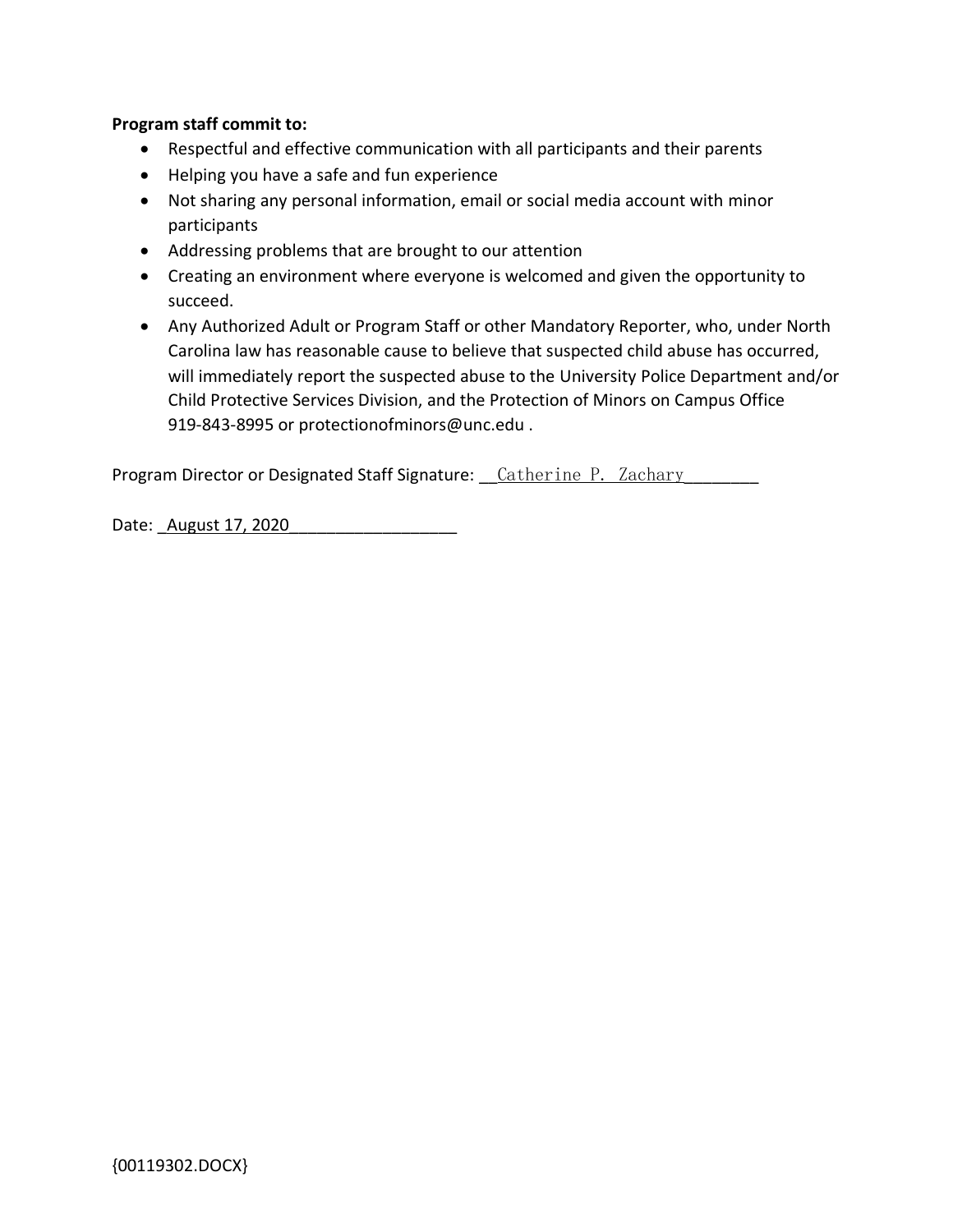**Program staff commit to:**

- Respectful and effective communication with all participants and their parents
- Helping you have a safe and fun experience
- Not sharing any personal information, email or social media account with minor participants
- Addressing problems that are brought to our attention
- Creating an environment where everyone is welcomed and given the opportunity to succeed.
- Any Authorized Adult or Program Staff or other Mandatory Reporter, who, under North Carolina law has reasonable cause to believe that suspected child abuse has occurred, will immediately report the suspected abuse to the University Police Department and/or Child Protective Services Division, and the Protection of Minors on Campus Office 919-843-8995 or protectionofminors@unc.edu .

Program Director or Designated Staff Signature: __Catherine P. Zachary________

Date: _August 17, 2020__________________

{00119302.DOCX}